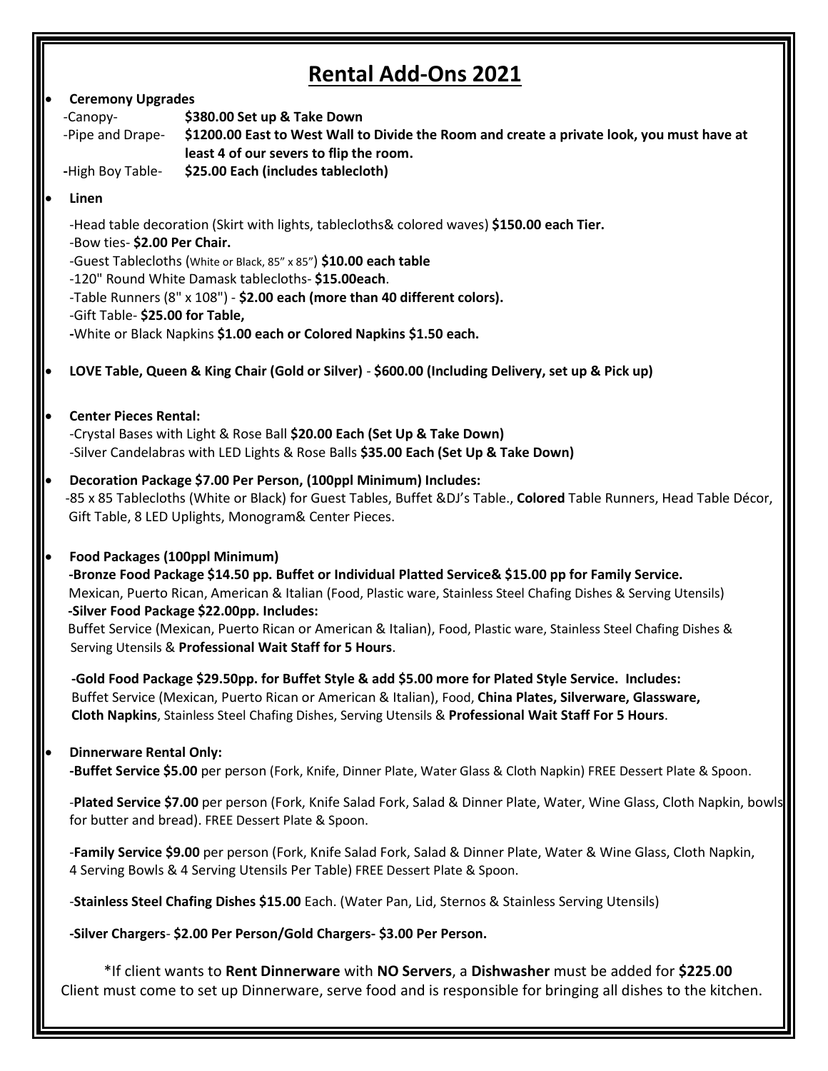# Rental Add-Ons 2021

- **Ceremony Upgrades**
  - -Canopy- **$380.00 Set up & Take Down**
  - -Pipe and Drape- **$1200.00 East to West Wall to Divide the Room and create a private look, you must have at least 4 of our severs to flip the room.**
  - **-**High Boy Table- **$25.00 Each (includes tablecloth)**

- **Linen**

  -Head table decoration (Skirt with lights, tablecloths& colored waves) **$150.00 each Tier.**
  -Bow ties- **$2.00 Per Chair.**
  -Guest Tablecloths (White or Black, 85" x 85") **$10.00 each table**
  -120" Round White Damask tablecloths- **$15.00each**.
  -Table Runners (8" x 108") - **$2.00 each (more than 40 different colors).**
  -Gift Table- **$25.00 for Table,**
  **-**White or Black Napkins **$1.00 each or Colored Napkins $1.50 each.**

- **LOVE Table, Queen & King Chair (Gold or Silver)** - **$600.00 (Including Delivery, set up & Pick up)**

- **Center Pieces Rental:**
  -Crystal Bases with Light & Rose Ball **$20.00 Each (Set Up & Take Down)**
  -Silver Candelabras with LED Lights & Rose Balls **$35.00 Each (Set Up & Take Down)**

- **Decoration Package $7.00 Per Person, (100ppl Minimum) Includes:**
  -85 x 85 Tablecloths (White or Black) for Guest Tables, Buffet &DJ's Table., **Colored** Table Runners, Head Table Décor, Gift Table, 8 LED Uplights, Monogram& Center Pieces.

- **Food Packages (100ppl Minimum)**
  **-Bronze Food Package $14.50 pp. Buffet or Individual Platted Service& $15.00 pp for Family Service.**
  Mexican, Puerto Rican, American & Italian (Food, Plastic ware, Stainless Steel Chafing Dishes & Serving Utensils)
  **-Silver Food Package $22.00pp. Includes:**
  Buffet Service (Mexican, Puerto Rican or American & Italian), Food, Plastic ware, Stainless Steel Chafing Dishes & Serving Utensils & **Professional Wait Staff for 5 Hours**.

  **-Gold Food Package $29.50pp. for Buffet Style & add $5.00 more for Plated Style Service. Includes:**
  Buffet Service (Mexican, Puerto Rican or American & Italian), Food, **China Plates, Silverware, Glassware, Cloth Napkins**, Stainless Steel Chafing Dishes, Serving Utensils & **Professional Wait Staff For 5 Hours**.

- **Dinnerware Rental Only:**
  **-Buffet Service $5.00** per person (Fork, Knife, Dinner Plate, Water Glass & Cloth Napkin) FREE Dessert Plate & Spoon.

  -**Plated Service $7.00** per person (Fork, Knife Salad Fork, Salad & Dinner Plate, Water, Wine Glass, Cloth Napkin, bowls for butter and bread). FREE Dessert Plate & Spoon.

  -**Family Service $9.00** per person (Fork, Knife Salad Fork, Salad & Dinner Plate, Water & Wine Glass, Cloth Napkin, 4 Serving Bowls & 4 Serving Utensils Per Table) FREE Dessert Plate & Spoon.

  -**Stainless Steel Chafing Dishes $15.00** Each. (Water Pan, Lid, Sternos & Stainless Serving Utensils)

  **-Silver Chargers**- **$2.00 Per Person/Gold Chargers- $3.00 Per Person.**

*If client wants to **Rent Dinnerware** with **NO Servers**, a **Dishwasher** must be added for **$225**.**00**
Client must come to set up Dinnerware, serve food and is responsible for bringing all dishes to the kitchen.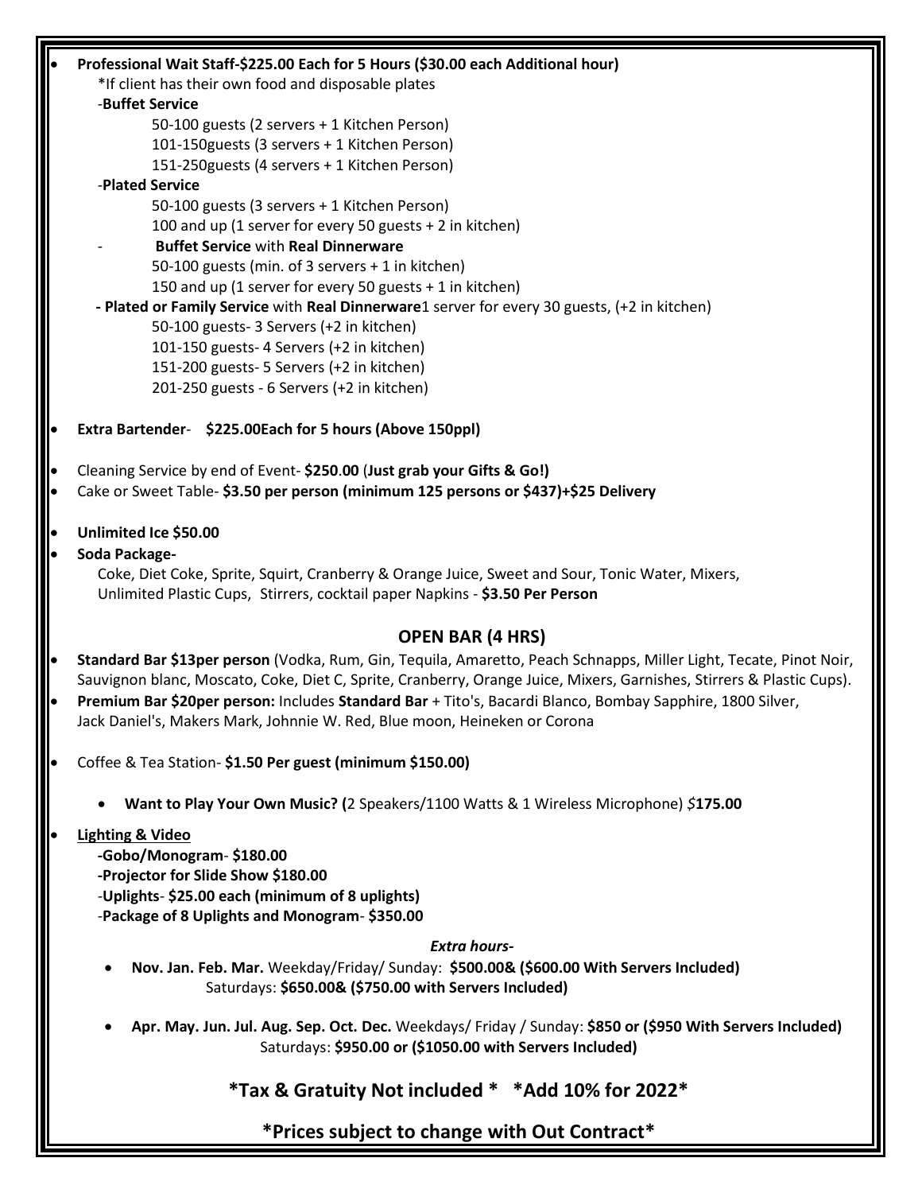- **Professional Wait Staff-$225.00 Each for 5 Hours ($30.00 each Additional hour)**
  - *If client has their own food and disposable plates
  - -**Buffet Service**
    - 50-100 guests (2 servers + 1 Kitchen Person)
    - 101-150guests (3 servers + 1 Kitchen Person)
    - 151-250guests (4 servers + 1 Kitchen Person)
  - -**Plated Service**
    - 50-100 guests (3 servers + 1 Kitchen Person)
    - 100 and up (1 server for every 50 guests + 2 in kitchen)
  - - **Buffet Service** with **Real Dinnerware**
    - 50-100 guests (min. of 3 servers + 1 in kitchen)
    - 150 and up (1 server for every 50 guests + 1 in kitchen)
  - **- Plated or Family Service** with **Real Dinnerware**1 server for every 30 guests, (+2 in kitchen)
    - 50-100 guests- 3 Servers (+2 in kitchen)
    - 101-150 guests- 4 Servers (+2 in kitchen)
    - 151-200 guests- 5 Servers (+2 in kitchen)
    - 201-250 guests - 6 Servers (+2 in kitchen)

- **Extra Bartender**- **$225.00Each for 5 hours (Above 150ppl)**

- Cleaning Service by end of Event- **$250.00** (**Just grab your Gifts & Go!)**
- Cake or Sweet Table- **$3.50 per person (minimum 125 persons or $437)+$25 Delivery**

- **Unlimited Ice $50.00**
- **Soda Package-**
  Coke, Diet Coke, Sprite, Squirt, Cranberry & Orange Juice, Sweet and Sour, Tonic Water, Mixers, Unlimited Plastic Cups, Stirrers, cocktail paper Napkins - **$3.50 Per Person**

## OPEN BAR (4 HRS)

- **Standard Bar $13per person** (Vodka, Rum, Gin, Tequila, Amaretto, Peach Schnapps, Miller Light, Tecate, Pinot Noir, Sauvignon blanc, Moscato, Coke, Diet C, Sprite, Cranberry, Orange Juice, Mixers, Garnishes, Stirrers & Plastic Cups).
- **Premium Bar $20per person:** Includes **Standard Bar** + Tito's, Bacardi Blanco, Bombay Sapphire, 1800 Silver, Jack Daniel's, Makers Mark, Johnnie W. Red, Blue moon, Heineken or Corona

- Coffee & Tea Station- **$1.50 Per guest (minimum $150.00)**

  - **Want to Play Your Own Music? (**2 Speakers/1100 Watts & 1 Wireless Microphone) *$***175.00**

- **Lighting & Video**
  - **-Gobo/Monogram**- **$180.00**
  - **-Projector for Slide Show $180.00**
  - -**Uplights**- **$25.00 each (minimum of 8 uplights)**
  - -**Package of 8 Uplights and Monogram**- **$350.00**

***Extra hours-***

- **Nov. Jan. Feb. Mar.** Weekday/Friday/ Sunday: **$500.00& ($600.00 With Servers Included)**
  Saturdays: **$650.00& ($750.00 with Servers Included)**

- **Apr. May. Jun. Jul. Aug. Sep. Oct. Dec.** Weekdays/ Friday / Sunday: **$850 or ($950 With Servers Included)**
  Saturdays: **$950.00 or ($1050.00 with Servers Included)**

**\*Tax & Gratuity Not included \*   \*Add 10% for 2022\***

**\*Prices subject to change with Out Contract\***